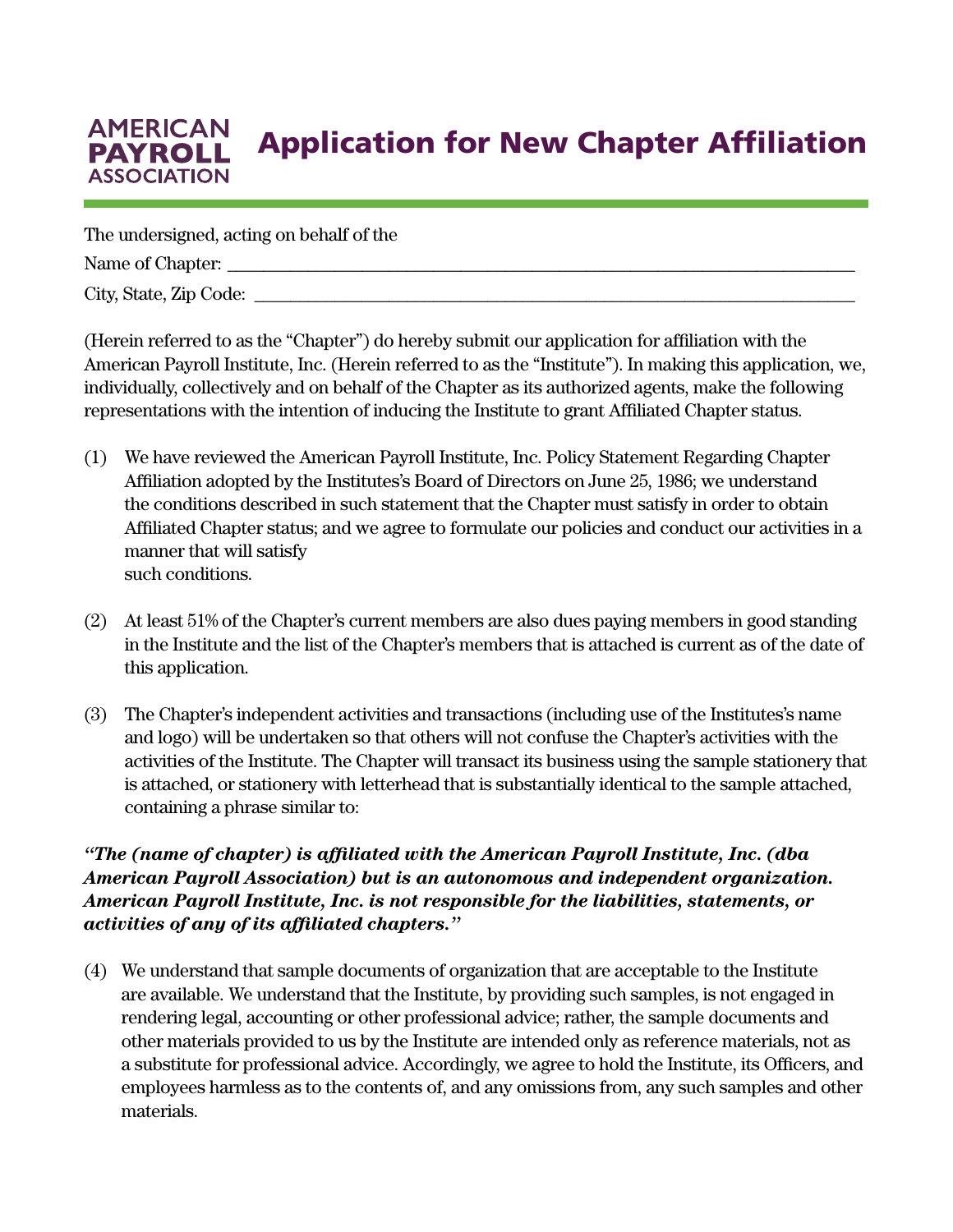AMERICAN PAYROLL ASSOCIATION

# Application for New Chapter Affiliation

The undersigned, acting on behalf of the

Name of Chapter: ___________________________________________________________________

City, State, Zip Code: ______________________________________________________________

(Herein referred to as the "Chapter") do hereby submit our application for affiliation with the American Payroll Institute, Inc. (Herein referred to as the "Institute"). In making this application, we, individually, collectively and on behalf of the Chapter as its authorized agents, make the following representations with the intention of inducing the Institute to grant Affiliated Chapter status.

(1) We have reviewed the American Payroll Institute, Inc. Policy Statement Regarding Chapter Affiliation adopted by the Institutes's Board of Directors on June 25, 1986; we understand the conditions described in such statement that the Chapter must satisfy in order to obtain Affiliated Chapter status; and we agree to formulate our policies and conduct our activities in a manner that will satisfy such conditions.

(2) At least 51% of the Chapter's current members are also dues paying members in good standing in the Institute and the list of the Chapter's members that is attached is current as of the date of this application.

(3) The Chapter's independent activities and transactions (including use of the Institutes's name and logo) will be undertaken so that others will not confuse the Chapter's activities with the activities of the Institute. The Chapter will transact its business using the sample stationery that is attached, or stationery with letterhead that is substantially identical to the sample attached, containing a phrase similar to:

***"The (name of chapter) is affiliated with the American Payroll Institute, Inc. (dba American Payroll Association) but is an autonomous and independent organization. American Payroll Institute, Inc. is not responsible for the liabilities, statements, or activities of any of its affiliated chapters."***

(4) We understand that sample documents of organization that are acceptable to the Institute are available. We understand that the Institute, by providing such samples, is not engaged in rendering legal, accounting or other professional advice; rather, the sample documents and other materials provided to us by the Institute are intended only as reference materials, not as a substitute for professional advice. Accordingly, we agree to hold the Institute, its Officers, and employees harmless as to the contents of, and any omissions from, any such samples and other materials.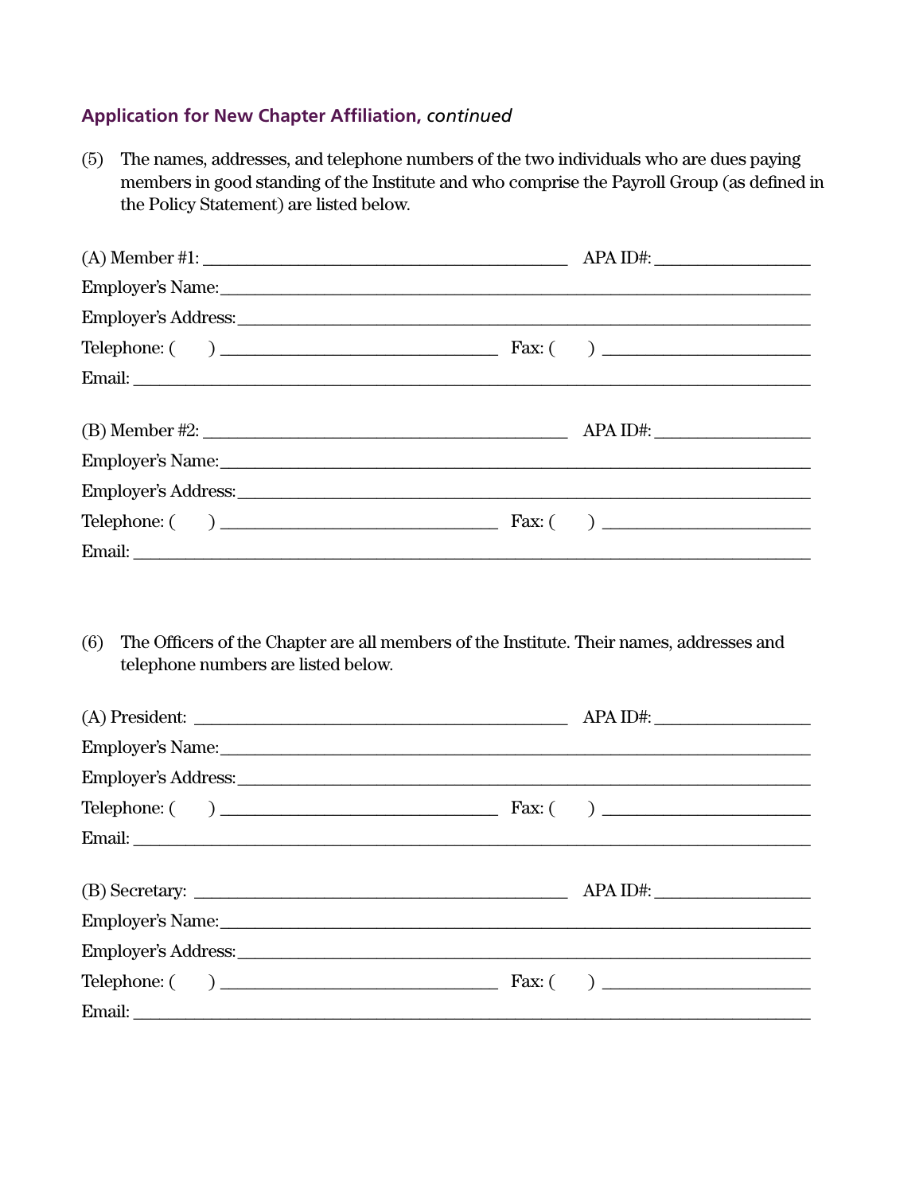**Application for New Chapter Affiliation,** *continued*

(5) The names, addresses, and telephone numbers of the two individuals who are dues paying members in good standing of the Institute and who comprise the Payroll Group (as defined in the Policy Statement) are listed below.

(A) Member #1: ____________________________________________ APA ID#: __________________

Employer's Name: ________________________________________________________________________

Employer's Address: ______________________________________________________________________

Telephone: (      ) ________________________________ Fax: (      ) ________________________

Email: _________________________________________________________________________________

(B) Member #2: ____________________________________________ APA ID#: __________________

Employer's Name: ________________________________________________________________________

Employer's Address: ______________________________________________________________________

Telephone: (      ) ________________________________ Fax: (      ) ________________________

Email: _________________________________________________________________________________

(6) The Officers of the Chapter are all members of the Institute. Their names, addresses and telephone numbers are listed below.

(A) President: ____________________________________________ APA ID#: __________________

Employer's Name: ________________________________________________________________________

Employer's Address: ______________________________________________________________________

Telephone: (      ) ________________________________ Fax: (      ) ________________________

Email: _________________________________________________________________________________

(B) Secretary: ____________________________________________ APA ID#: __________________

Employer's Name: ________________________________________________________________________

Employer's Address: ______________________________________________________________________

Telephone: (      ) ________________________________ Fax: (      ) ________________________

Email: _________________________________________________________________________________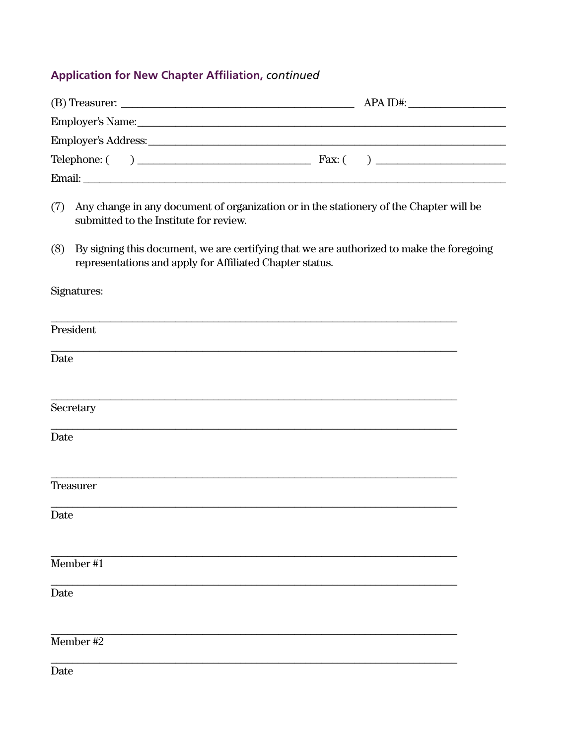## Application for New Chapter Affiliation, *continued*

(B) Treasurer: ______________________________ APA ID#: ______________

Employer's Name: ____________________________________________

Employer's Address: __________________________________________

Telephone: (     ) ______________________ Fax: (     ) ________________

Email: _______________________________________________________

(7) Any change in any document of organization or in the stationery of the Chapter will be submitted to the Institute for review.

(8) By signing this document, we are certifying that we are authorized to make the foregoing representations and apply for Affiliated Chapter status.

Signatures:

_____________________________________________
President

_____________________________________________
Date

_____________________________________________
Secretary

_____________________________________________
Date

_____________________________________________
Treasurer

_____________________________________________
Date

_____________________________________________
Member #1

_____________________________________________
Date

_____________________________________________
Member #2

_____________________________________________
Date